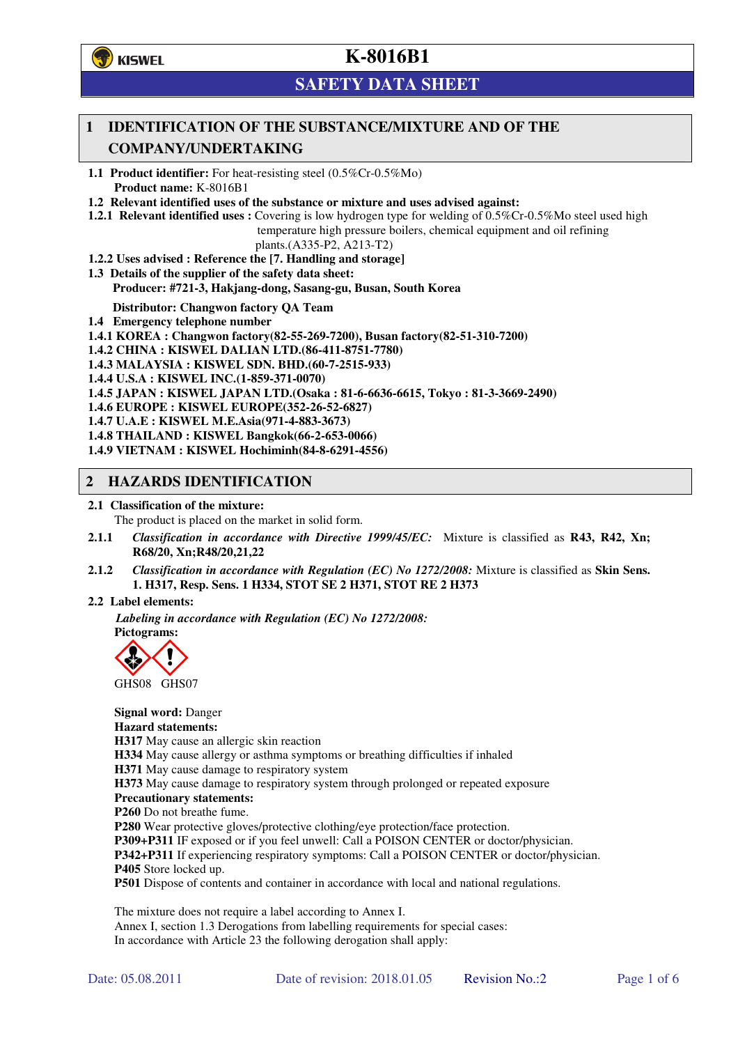KISWEL

# K-8016B1

## SAFETY DATA SHEET

## 1 IDENTIFICATION OF THE SUBSTANCE/MIXTURE AND OF THE COMPANY/UNDERTAKING

**1.1 Product identifier:** For heat-resisting steel (0.5%Cr-0.5%Mo)
**Product name:** K-8016B1

**1.2 Relevant identified uses of the substance or mixture and uses advised against:**

**1.2.1 Relevant identified uses :** Covering is low hydrogen type for welding of 0.5%Cr-0.5%Mo steel used high temperature high pressure boilers, chemical equipment and oil refining plants.(A335-P2, A213-T2)

**1.2.2 Uses advised : Reference the [7. Handling and storage]**

**1.3 Details of the supplier of the safety data sheet:**
**Producer: #721-3, Hakjang-dong, Sasang-gu, Busan, South Korea**

**Distributor: Changwon factory QA Team**

**1.4 Emergency telephone number**

**1.4.1 KOREA : Changwon factory(82-55-269-7200), Busan factory(82-51-310-7200)**
**1.4.2 CHINA : KISWEL DALIAN LTD.(86-411-8751-7780)**
**1.4.3 MALAYSIA : KISWEL SDN. BHD.(60-7-2515-933)**
**1.4.4 U.S.A : KISWEL INC.(1-859-371-0070)**
**1.4.5 JAPAN : KISWEL JAPAN LTD.(Osaka : 81-6-6636-6615, Tokyo : 81-3-3669-2490)**
**1.4.6 EUROPE : KISWEL EUROPE(352-26-52-6827)**
**1.4.7 U.A.E : KISWEL M.E.Asia(971-4-883-3673)**
**1.4.8 THAILAND : KISWEL Bangkok(66-2-653-0066)**
**1.4.9 VIETNAM : KISWEL Hochiminh(84-8-6291-4556)**

## 2 HAZARDS IDENTIFICATION

**2.1 Classification of the mixture:**
The product is placed on the market in solid form.

**2.1.1** *Classification in accordance with Directive 1999/45/EC:* Mixture is classified as **R43, R42, Xn; R68/20, Xn;R48/20,21,22**

**2.1.2** *Classification in accordance with Regulation (EC) No 1272/2008:* Mixture is classified as **Skin Sens. 1. H317, Resp. Sens. 1 H334, STOT SE 2 H371, STOT RE 2 H373**

**2.2 Label elements:**

*Labeling in accordance with Regulation (EC) No 1272/2008:*
**Pictograms:**

GHS08 GHS07

**Signal word:** Danger
**Hazard statements:**
**H317** May cause an allergic skin reaction
**H334** May cause allergy or asthma symptoms or breathing difficulties if inhaled
**H371** May cause damage to respiratory system
**H373** May cause damage to respiratory system through prolonged or repeated exposure
**Precautionary statements:**
**P260** Do not breathe fume.
**P280** Wear protective gloves/protective clothing/eye protection/face protection.
**P309+P311** IF exposed or if you feel unwell: Call a POISON CENTER or doctor/physician.
**P342+P311** If experiencing respiratory symptoms: Call a POISON CENTER or doctor/physician.
**P405** Store locked up.
**P501** Dispose of contents and container in accordance with local and national regulations.

The mixture does not require a label according to Annex I.
Annex I, section 1.3 Derogations from labelling requirements for special cases:
In accordance with Article 23 the following derogation shall apply:

Date: 05.08.2011 Date of revision: 2018.01.05 Revision No.:2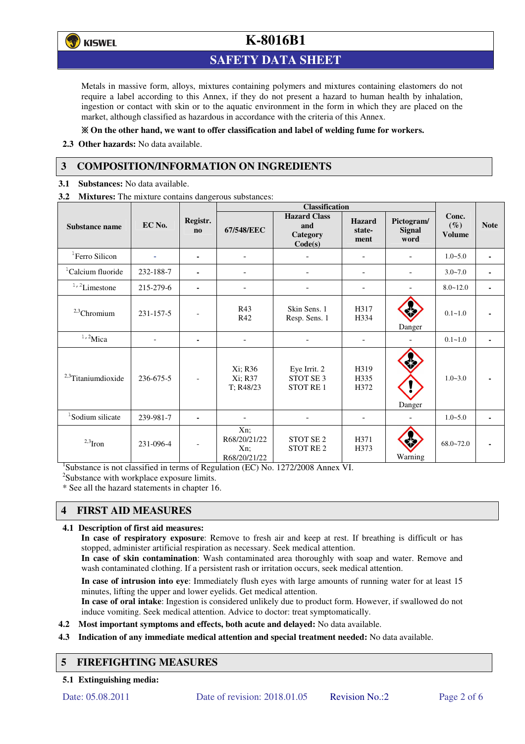Metals in massive form, alloys, mixtures containing polymers and mixtures containing elastomers do not require a label according to this Annex, if they do not present a hazard to human health by inhalation, ingestion or contact with skin or to the aquatic environment in the form in which they are placed on the market, although classified as hazardous in accordance with the criteria of this Annex.

**※ On the other hand, we want to offer classification and label of welding fume for workers.**

**2.3 Other hazards:** No data available.

## 3 COMPOSITION/INFORMATION ON INGREDIENTS

**3.1 Substances:** No data available.

**3.2 Mixtures:** The mixture contains dangerous substances:

| Substance name | EC No. | Registr. no | Classification | | | | Conc. (%) Volume | Note |
|---|---|---|---|---|---|---|---|---|
| | | | 67/548/EEC | Hazard Class and Category Code(s) | Hazard statement | Pictogram/ Signal word | | |
| [1]Ferro Silicon | - | - | - | - | - | - | 1.0~5.0 | - |
| [1]Calcium fluoride | 232-188-7 | - | - | - | - | - | 3.0~7.0 | - |
| [1,2]Limestone | 215-279-6 | - | - | - | - | - | 8.0~12.0 | - |
| [2,3]Chromium | 231-157-5 | - | R43 R42 | Skin Sens. 1 Resp. Sens. 1 | H317 H334 | Danger | 0.1~1.0 | - |
| [1,2]Mica | - | - | - | - | - | - | 0.1~1.0 | - |
| [2,3]Titaniumdioxide | 236-675-5 | - | Xi; R36 Xi; R37 T; R48/23 | Eye Irrit. 2 STOT SE 3 STOT RE 1 | H319 H335 H372 | Danger | 1.0~3.0 | - |
| [1]Sodium silicate | 239-981-7 | - | - | - | - | - | 1.0~5.0 | - |
| [2,3]Iron | 231-096-4 | - | Xn; R68/20/21/22 Xn; R68/20/21/22 | STOT SE 2 STOT RE 2 | H371 H373 | Warning | 68.0~72.0 | - |

[1]Substance is not classified in terms of Regulation (EC) No. 1272/2008 Annex VI.
[2]Substance with workplace exposure limits.
* See all the hazard statements in chapter 16.

## 4 FIRST AID MEASURES

**4.1 Description of first aid measures:**

**In case of respiratory exposure**: Remove to fresh air and keep at rest. If breathing is difficult or has stopped, administer artificial respiration as necessary. Seek medical attention.

**In case of skin contamination**: Wash contaminated area thoroughly with soap and water. Remove and wash contaminated clothing. If a persistent rash or irritation occurs, seek medical attention.

**In case of intrusion into eye**: Immediately flush eyes with large amounts of running water for at least 15 minutes, lifting the upper and lower eyelids. Get medical attention.

**In case of oral intake**: Ingestion is considered unlikely due to product form. However, if swallowed do not induce vomiting. Seek medical attention. Advice to doctor: treat symptomatically.

**4.2 Most important symptoms and effects, both acute and delayed:** No data available.

**4.3 Indication of any immediate medical attention and special treatment needed:** No data available.

## 5 FIREFIGHTING MEASURES

**5.1 Extinguishing media:**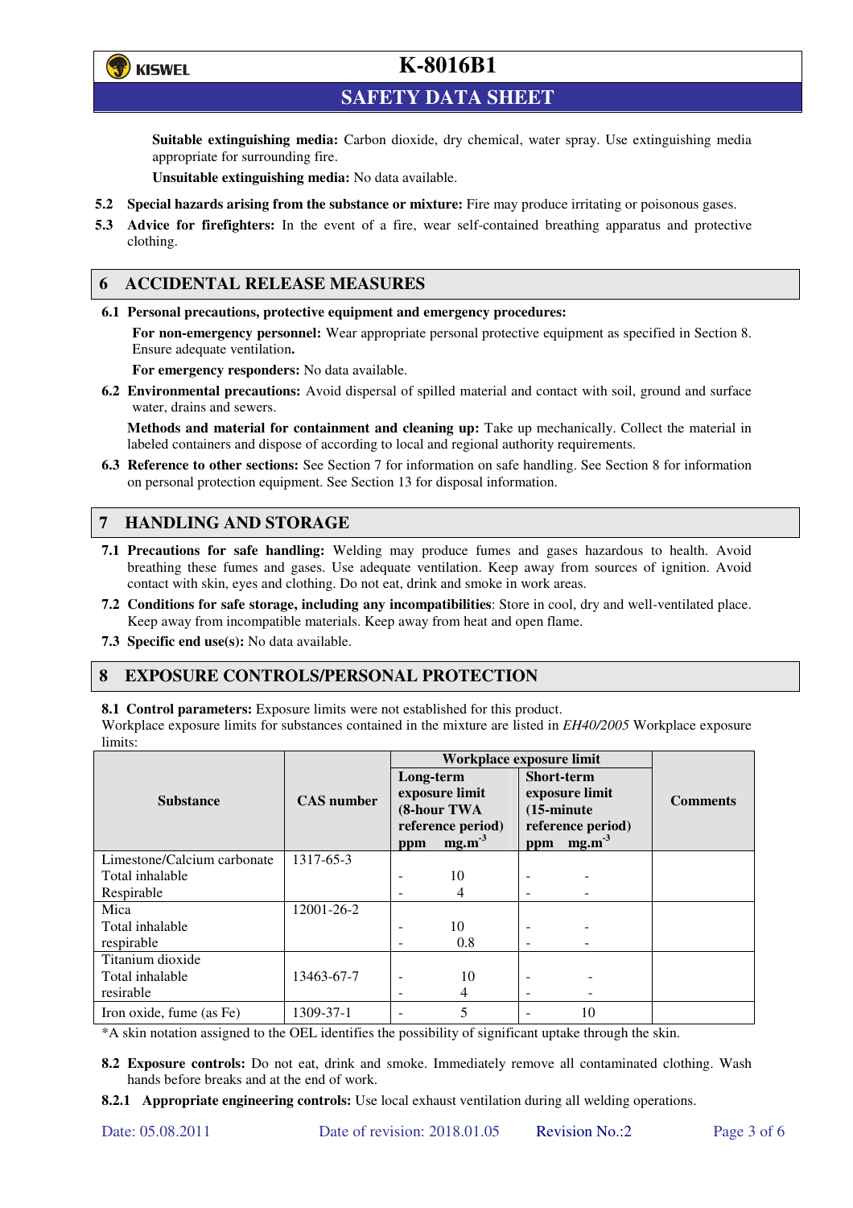**Suitable extinguishing media:** Carbon dioxide, dry chemical, water spray. Use extinguishing media appropriate for surrounding fire.

**Unsuitable extinguishing media:** No data available.

**5.2 Special hazards arising from the substance or mixture:** Fire may produce irritating or poisonous gases.

**5.3 Advice for firefighters:** In the event of a fire, wear self-contained breathing apparatus and protective clothing.

## 6 ACCIDENTAL RELEASE MEASURES

**6.1 Personal precautions, protective equipment and emergency procedures:**

**For non-emergency personnel:** Wear appropriate personal protective equipment as specified in Section 8. Ensure adequate ventilation**.**

**For emergency responders:** No data available.

**6.2 Environmental precautions:** Avoid dispersal of spilled material and contact with soil, ground and surface water, drains and sewers.

**Methods and material for containment and cleaning up:** Take up mechanically. Collect the material in labeled containers and dispose of according to local and regional authority requirements.

**6.3 Reference to other sections:** See Section 7 for information on safe handling. See Section 8 for information on personal protection equipment. See Section 13 for disposal information.

## 7 HANDLING AND STORAGE

**7.1 Precautions for safe handling:** Welding may produce fumes and gases hazardous to health. Avoid breathing these fumes and gases. Use adequate ventilation. Keep away from sources of ignition. Avoid contact with skin, eyes and clothing. Do not eat, drink and smoke in work areas.

**7.2 Conditions for safe storage, including any incompatibilities**: Store in cool, dry and well-ventilated place. Keep away from incompatible materials. Keep away from heat and open flame.

**7.3 Specific end use(s):** No data available.

## 8 EXPOSURE CONTROLS/PERSONAL PROTECTION

**8.1 Control parameters:** Exposure limits were not established for this product.
Workplace exposure limits for substances contained in the mixture are listed in *EH40/2005* Workplace exposure limits:

| Substance | CAS number | Workplace exposure limit | | | | Comments |
|---|---|---|---|---|---|---|
| | | Long-term exposure limit (8-hour TWA reference period) | | Short-term exposure limit (15-minute reference period) | | |
| | | ppm | $mg.m^{-3}$ | ppm | $mg.m^{-3}$ | |
| Limestone/Calcium carbonate | 1317-65-3 | | | | | |
| Total inhalable | | - | 10 | - | - | |
| Respirable | | - | 4 | - | - | |
| Mica | 12001-26-2 | | | | | |
| Total inhalable | | - | 10 | - | - | |
| respirable | | - | 0.8 | - | - | |
| Titanium dioxide | | | | | | |
| Total inhalable | 13463-67-7 | - | 10 | - | - | |
| resirable | | - | 4 | - | - | |
| Iron oxide, fume (as Fe) | 1309-37-1 | - | 5 | - | 10 | |

*A skin notation assigned to the OEL identifies the possibility of significant uptake through the skin.

**8.2 Exposure controls:** Do not eat, drink and smoke. Immediately remove all contaminated clothing. Wash hands before breaks and at the end of work.

**8.2.1 Appropriate engineering controls:** Use local exhaust ventilation during all welding operations.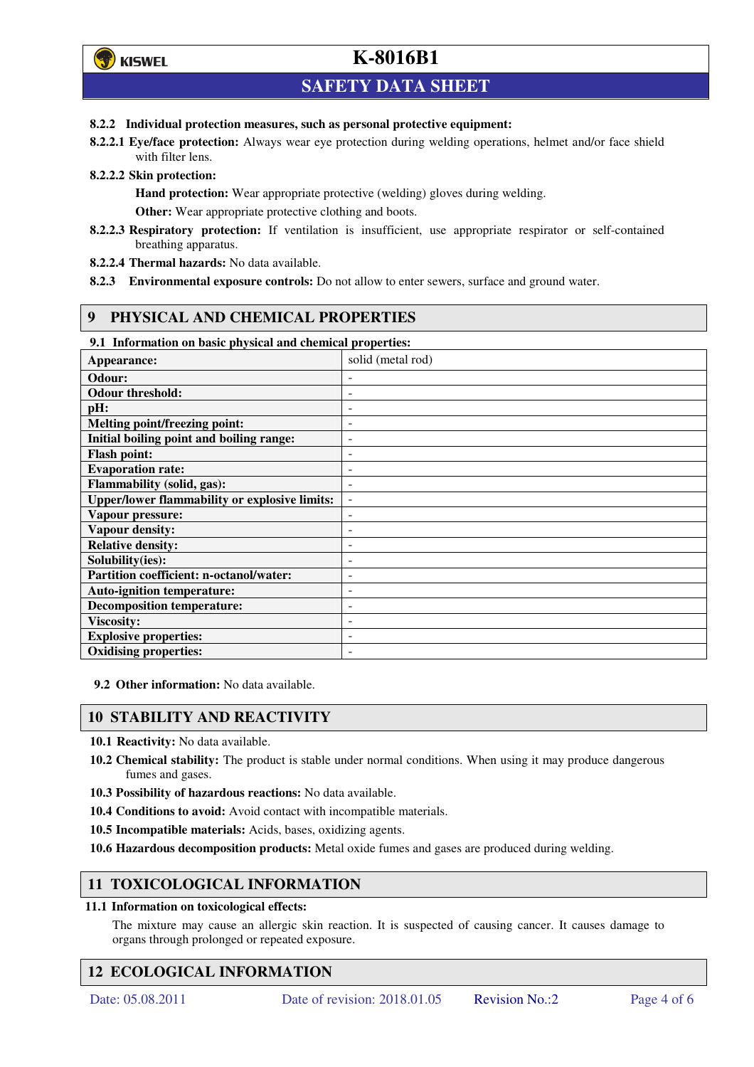**8.2.2 Individual protection measures, such as personal protective equipment:**

**8.2.2.1 Eye/face protection:** Always wear eye protection during welding operations, helmet and/or face shield with filter lens.

**8.2.2.2 Skin protection:**

**Hand protection:** Wear appropriate protective (welding) gloves during welding.

**Other:** Wear appropriate protective clothing and boots.

**8.2.2.3 Respiratory protection:** If ventilation is insufficient, use appropriate respirator or self-contained breathing apparatus.

**8.2.2.4 Thermal hazards:** No data available.

**8.2.3 Environmental exposure controls:** Do not allow to enter sewers, surface and ground water.

## 9 PHYSICAL AND CHEMICAL PROPERTIES

**9.1 Information on basic physical and chemical properties:**

| | |
|---|---|
| **Appearance:** | solid (metal rod) |
| **Odour:** | - |
| **Odour threshold:** | - |
| **pH:** | - |
| **Melting point/freezing point:** | - |
| **Initial boiling point and boiling range:** | - |
| **Flash point:** | - |
| **Evaporation rate:** | - |
| **Flammability (solid, gas):** | - |
| **Upper/lower flammability or explosive limits:** | - |
| **Vapour pressure:** | - |
| **Vapour density:** | - |
| **Relative density:** | - |
| **Solubility(ies):** | - |
| **Partition coefficient: n-octanol/water:** | - |
| **Auto-ignition temperature:** | - |
| **Decomposition temperature:** | - |
| **Viscosity:** | - |
| **Explosive properties:** | - |
| **Oxidising properties:** | - |

**9.2 Other information:** No data available.

## 10 STABILITY AND REACTIVITY

**10.1 Reactivity:** No data available.

**10.2 Chemical stability:** The product is stable under normal conditions. When using it may produce dangerous fumes and gases.

**10.3 Possibility of hazardous reactions:** No data available.

**10.4 Conditions to avoid:** Avoid contact with incompatible materials.

**10.5 Incompatible materials:** Acids, bases, oxidizing agents.

**10.6 Hazardous decomposition products:** Metal oxide fumes and gases are produced during welding.

## 11 TOXICOLOGICAL INFORMATION

**11.1 Information on toxicological effects:**

The mixture may cause an allergic skin reaction. It is suspected of causing cancer. It causes damage to organs through prolonged or repeated exposure.

## 12 ECOLOGICAL INFORMATION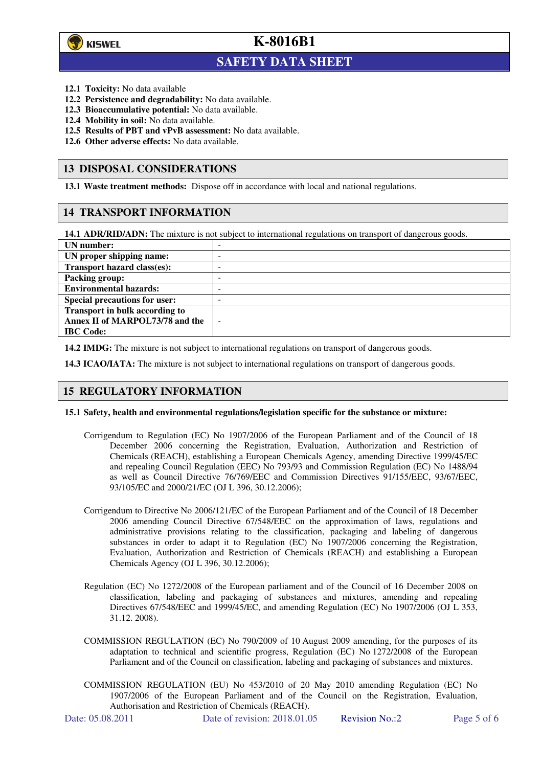**12.1 Toxicity:** No data available

**12.2 Persistence and degradability:** No data available.

**12.3 Bioaccumulative potential:** No data available.

**12.4 Mobility in soil:** No data available.

**12.5 Results of PBT and vPvB assessment:** No data available.

**12.6 Other adverse effects:** No data available.

## 13 DISPOSAL CONSIDERATIONS

**13.1 Waste treatment methods:** Dispose off in accordance with local and national regulations.

## 14 TRANSPORT INFORMATION

**14.1 ADR/RID/ADN:** The mixture is not subject to international regulations on transport of dangerous goods.

| | |
|---|---|
| **UN number:** | - |
| **UN proper shipping name:** | - |
| **Transport hazard class(es):** | - |
| **Packing group:** | - |
| **Environmental hazards:** | - |
| **Special precautions for user:** | - |
| **Transport in bulk according to Annex II of MARPOL73/78 and the IBC Code:** | - |

**14.2 IMDG:** The mixture is not subject to international regulations on transport of dangerous goods.

**14.3 ICAO/IATA:** The mixture is not subject to international regulations on transport of dangerous goods.

## 15 REGULATORY INFORMATION

**15.1 Safety, health and environmental regulations/legislation specific for the substance or mixture:**

Corrigendum to Regulation (EC) No 1907/2006 of the European Parliament and of the Council of 18 December 2006 concerning the Registration, Evaluation, Authorization and Restriction of Chemicals (REACH), establishing a European Chemicals Agency, amending Directive 1999/45/EC and repealing Council Regulation (EEC) No 793/93 and Commission Regulation (EC) No 1488/94 as well as Council Directive 76/769/EEC and Commission Directives 91/155/EEC, 93/67/EEC, 93/105/EC and 2000/21/EC (OJ L 396, 30.12.2006);

Corrigendum to Directive No 2006/121/EC of the European Parliament and of the Council of 18 December 2006 amending Council Directive 67/548/EEC on the approximation of laws, regulations and administrative provisions relating to the classification, packaging and labeling of dangerous substances in order to adapt it to Regulation (EC) No 1907/2006 concerning the Registration, Evaluation, Authorization and Restriction of Chemicals (REACH) and establishing a European Chemicals Agency (OJ L 396, 30.12.2006);

Regulation (EC) No 1272/2008 of the European parliament and of the Council of 16 December 2008 on classification, labeling and packaging of substances and mixtures, amending and repealing Directives 67/548/EEC and 1999/45/EC, and amending Regulation (EC) No 1907/2006 (OJ L 353, 31.12. 2008).

COMMISSION REGULATION (EC) No 790/2009 of 10 August 2009 amending, for the purposes of its adaptation to technical and scientific progress, Regulation (EC) No 1272/2008 of the European Parliament and of the Council on classification, labeling and packaging of substances and mixtures.

COMMISSION REGULATION (EU) No 453/2010 of 20 May 2010 amending Regulation (EC) No 1907/2006 of the European Parliament and of the Council on the Registration, Evaluation, Authorisation and Restriction of Chemicals (REACH).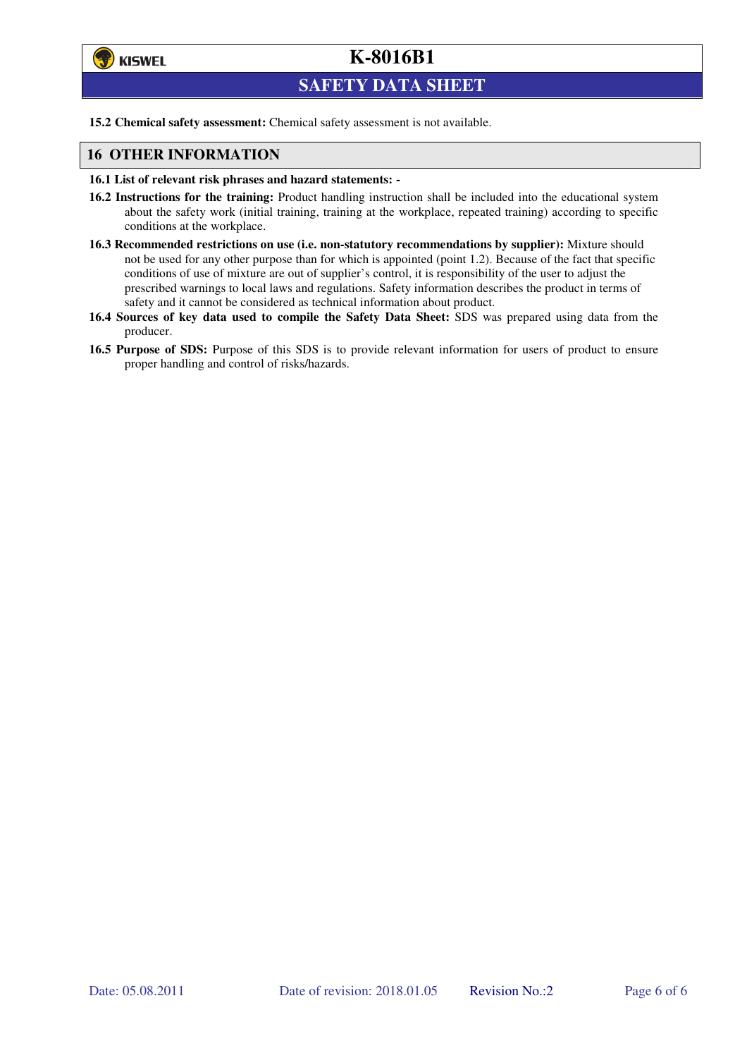**15.2 Chemical safety assessment:** Chemical safety assessment is not available.

## 16 OTHER INFORMATION

**16.1 List of relevant risk phrases and hazard statements: -**

**16.2 Instructions for the training:** Product handling instruction shall be included into the educational system about the safety work (initial training, training at the workplace, repeated training) according to specific conditions at the workplace.

**16.3 Recommended restrictions on use (i.e. non-statutory recommendations by supplier):** Mixture should not be used for any other purpose than for which is appointed (point 1.2). Because of the fact that specific conditions of use of mixture are out of supplier's control, it is responsibility of the user to adjust the prescribed warnings to local laws and regulations. Safety information describes the product in terms of safety and it cannot be considered as technical information about product.

**16.4 Sources of key data used to compile the Safety Data Sheet:** SDS was prepared using data from the producer.

**16.5 Purpose of SDS:** Purpose of this SDS is to provide relevant information for users of product to ensure proper handling and control of risks/hazards.